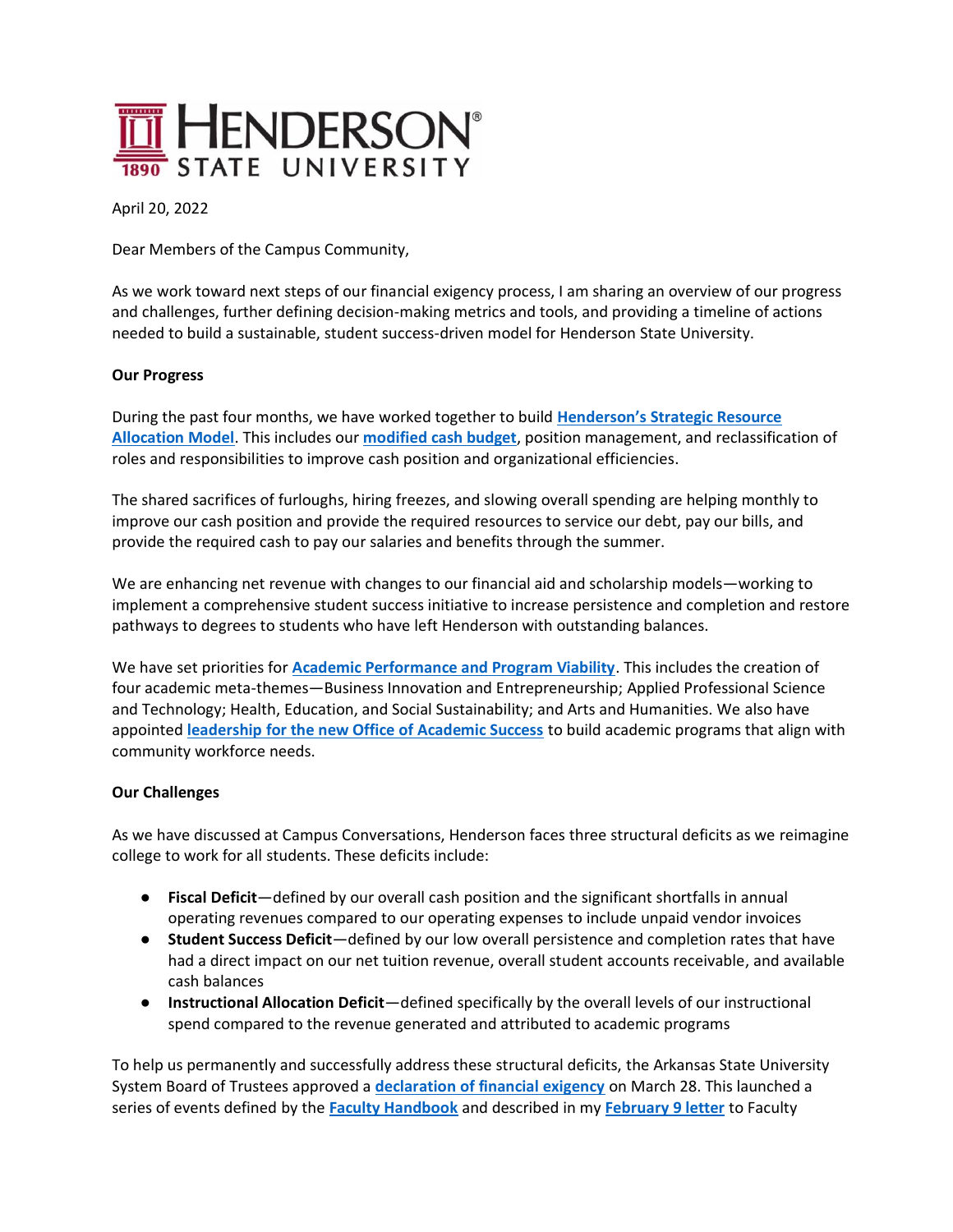HENDERSON STATE UNIVERSITY 1890

April 20, 2022

Dear Members of the Campus Community,

As we work toward next steps of our financial exigency process, I am sharing an overview of our progress and challenges, further defining decision-making metrics and tools, and providing a timeline of actions needed to build a sustainable, student success-driven model for Henderson State University.

**Our Progress**

During the past four months, we have worked together to build **Henderson's Strategic Resource Allocation Model**. This includes our **modified cash budget**, position management, and reclassification of roles and responsibilities to improve cash position and organizational efficiencies.

The shared sacrifices of furloughs, hiring freezes, and slowing overall spending are helping monthly to improve our cash position and provide the required resources to service our debt, pay our bills, and provide the required cash to pay our salaries and benefits through the summer.

We are enhancing net revenue with changes to our financial aid and scholarship models—working to implement a comprehensive student success initiative to increase persistence and completion and restore pathways to degrees to students who have left Henderson with outstanding balances.

We have set priorities for **Academic Performance and Program Viability**. This includes the creation of four academic meta-themes—Business Innovation and Entrepreneurship; Applied Professional Science and Technology; Health, Education, and Social Sustainability; and Arts and Humanities. We also have appointed **leadership for the new Office of Academic Success** to build academic programs that align with community workforce needs.

**Our Challenges**

As we have discussed at Campus Conversations, Henderson faces three structural deficits as we reimagine college to work for all students. These deficits include:

- **Fiscal Deficit**—defined by our overall cash position and the significant shortfalls in annual operating revenues compared to our operating expenses to include unpaid vendor invoices
- **Student Success Deficit**—defined by our low overall persistence and completion rates that have had a direct impact on our net tuition revenue, overall student accounts receivable, and available cash balances
- **Instructional Allocation Deficit**—defined specifically by the overall levels of our instructional spend compared to the revenue generated and attributed to academic programs

To help us permanently and successfully address these structural deficits, the Arkansas State University System Board of Trustees approved a **declaration of financial exigency** on March 28. This launched a series of events defined by the **Faculty Handbook** and described in my **February 9 letter** to Faculty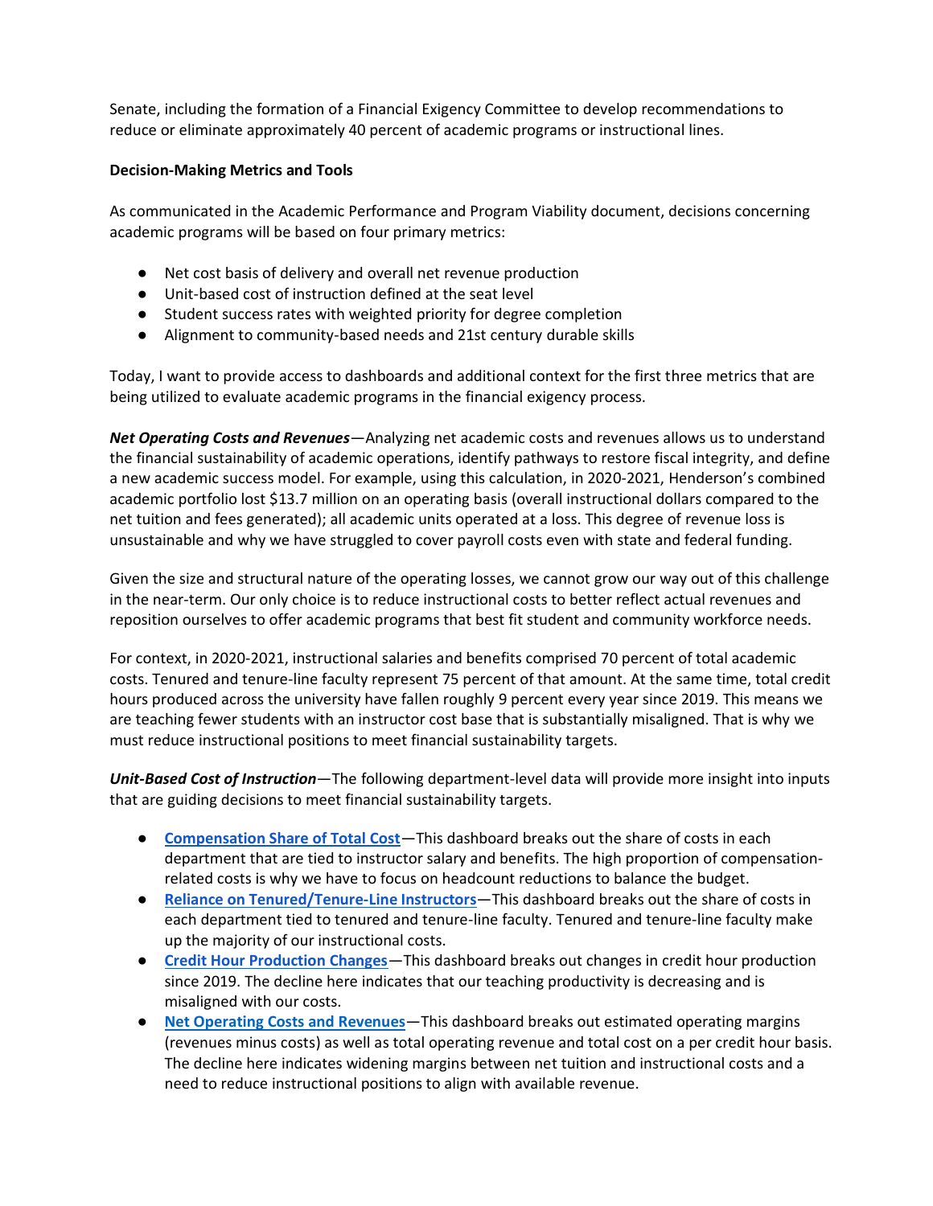Senate, including the formation of a Financial Exigency Committee to develop recommendations to reduce or eliminate approximately 40 percent of academic programs or instructional lines.

**Decision-Making Metrics and Tools**

As communicated in the Academic Performance and Program Viability document, decisions concerning academic programs will be based on four primary metrics:

- Net cost basis of delivery and overall net revenue production
- Unit-based cost of instruction defined at the seat level
- Student success rates with weighted priority for degree completion
- Alignment to community-based needs and 21st century durable skills

Today, I want to provide access to dashboards and additional context for the first three metrics that are being utilized to evaluate academic programs in the financial exigency process.

***Net Operating Costs and Revenues***—Analyzing net academic costs and revenues allows us to understand the financial sustainability of academic operations, identify pathways to restore fiscal integrity, and define a new academic success model. For example, using this calculation, in 2020-2021, Henderson's combined academic portfolio lost $13.7 million on an operating basis (overall instructional dollars compared to the net tuition and fees generated); all academic units operated at a loss. This degree of revenue loss is unsustainable and why we have struggled to cover payroll costs even with state and federal funding.

Given the size and structural nature of the operating losses, we cannot grow our way out of this challenge in the near-term. Our only choice is to reduce instructional costs to better reflect actual revenues and reposition ourselves to offer academic programs that best fit student and community workforce needs.

For context, in 2020-2021, instructional salaries and benefits comprised 70 percent of total academic costs. Tenured and tenure-line faculty represent 75 percent of that amount. At the same time, total credit hours produced across the university have fallen roughly 9 percent every year since 2019. This means we are teaching fewer students with an instructor cost base that is substantially misaligned. That is why we must reduce instructional positions to meet financial sustainability targets.

***Unit-Based Cost of Instruction***—The following department-level data will provide more insight into inputs that are guiding decisions to meet financial sustainability targets.

- **Compensation Share of Total Cost**—This dashboard breaks out the share of costs in each department that are tied to instructor salary and benefits. The high proportion of compensation-related costs is why we have to focus on headcount reductions to balance the budget.
- **Reliance on Tenured/Tenure-Line Instructors**—This dashboard breaks out the share of costs in each department tied to tenured and tenure-line faculty. Tenured and tenure-line faculty make up the majority of our instructional costs.
- **Credit Hour Production Changes**—This dashboard breaks out changes in credit hour production since 2019. The decline here indicates that our teaching productivity is decreasing and is misaligned with our costs.
- **Net Operating Costs and Revenues**—This dashboard breaks out estimated operating margins (revenues minus costs) as well as total operating revenue and total cost on a per credit hour basis. The decline here indicates widening margins between net tuition and instructional costs and a need to reduce instructional positions to align with available revenue.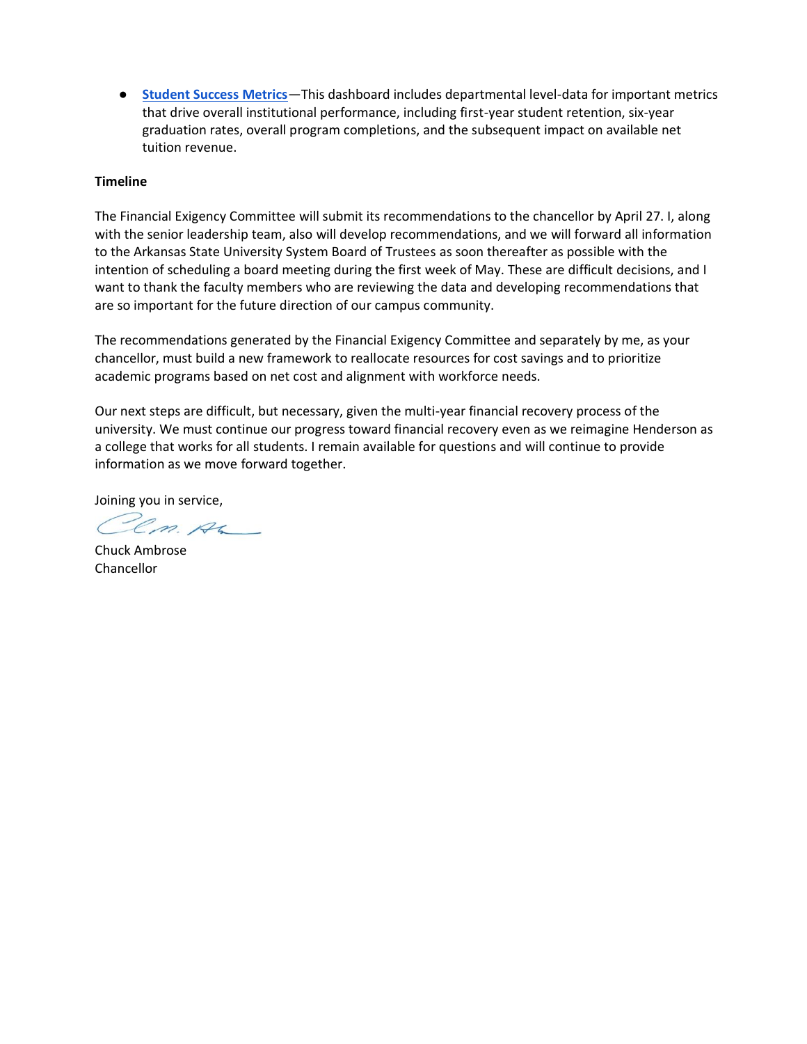- **Student Success Metrics**—This dashboard includes departmental level-data for important metrics that drive overall institutional performance, including first-year student retention, six-year graduation rates, overall program completions, and the subsequent impact on available net tuition revenue.

**Timeline**

The Financial Exigency Committee will submit its recommendations to the chancellor by April 27. I, along with the senior leadership team, also will develop recommendations, and we will forward all information to the Arkansas State University System Board of Trustees as soon thereafter as possible with the intention of scheduling a board meeting during the first week of May. These are difficult decisions, and I want to thank the faculty members who are reviewing the data and developing recommendations that are so important for the future direction of our campus community.

The recommendations generated by the Financial Exigency Committee and separately by me, as your chancellor, must build a new framework to reallocate resources for cost savings and to prioritize academic programs based on net cost and alignment with workforce needs.

Our next steps are difficult, but necessary, given the multi-year financial recovery process of the university. We must continue our progress toward financial recovery even as we reimagine Henderson as a college that works for all students. I remain available for questions and will continue to provide information as we move forward together.

Joining you in service,

Chuck Ambrose
Chancellor